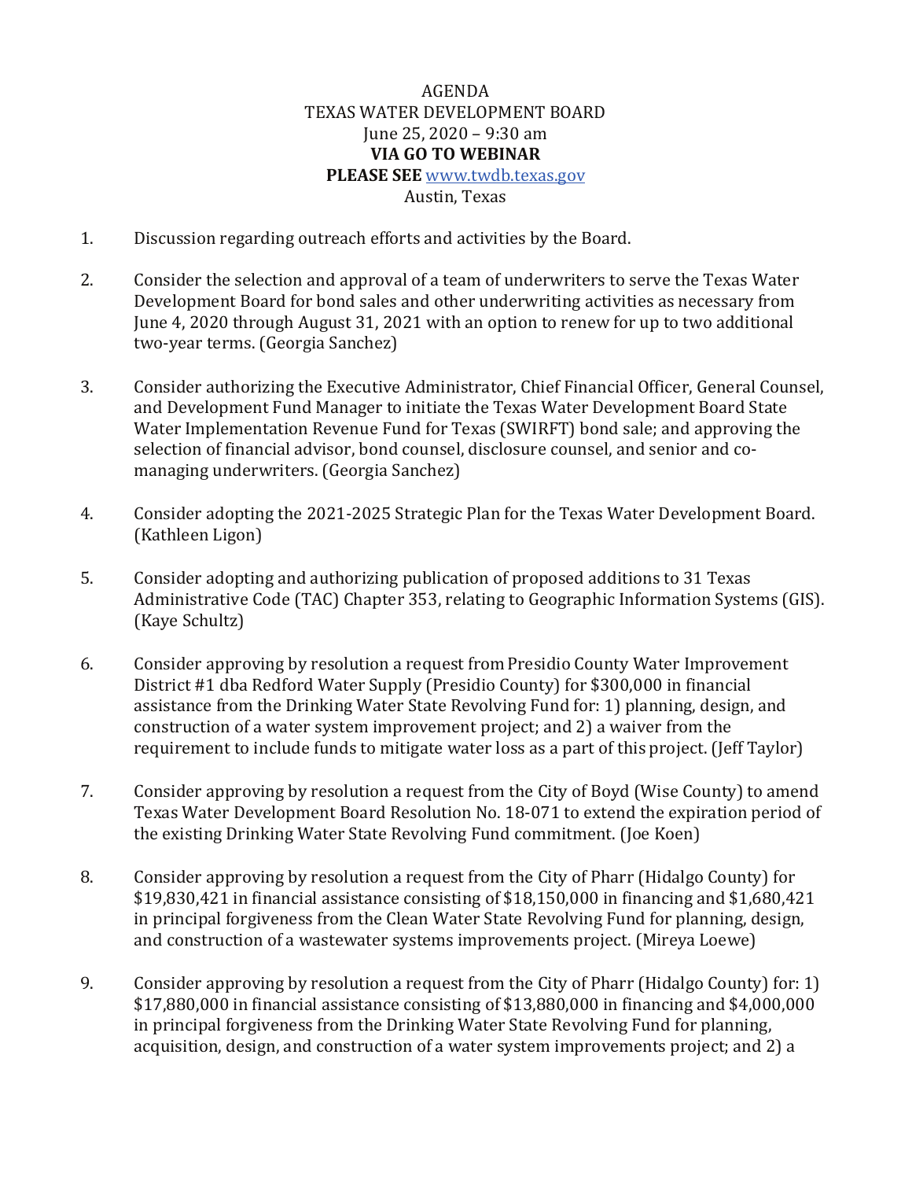AGENDA
TEXAS WATER DEVELOPMENT BOARD
June 25, 2020 – 9:30 am
**VIA GO TO WEBINAR**
**PLEASE SEE** www.twdb.texas.gov
Austin, Texas

1. Discussion regarding outreach efforts and activities by the Board.

2. Consider the selection and approval of a team of underwriters to serve the Texas Water Development Board for bond sales and other underwriting activities as necessary from June 4, 2020 through August 31, 2021 with an option to renew for up to two additional two-year terms. (Georgia Sanchez)

3. Consider authorizing the Executive Administrator, Chief Financial Officer, General Counsel, and Development Fund Manager to initiate the Texas Water Development Board State Water Implementation Revenue Fund for Texas (SWIRFT) bond sale; and approving the selection of financial advisor, bond counsel, disclosure counsel, and senior and co-managing underwriters. (Georgia Sanchez)

4. Consider adopting the 2021-2025 Strategic Plan for the Texas Water Development Board. (Kathleen Ligon)

5. Consider adopting and authorizing publication of proposed additions to 31 Texas Administrative Code (TAC) Chapter 353, relating to Geographic Information Systems (GIS). (Kaye Schultz)

6. Consider approving by resolution a request from Presidio County Water Improvement District #1 dba Redford Water Supply (Presidio County) for $300,000 in financial assistance from the Drinking Water State Revolving Fund for: 1) planning, design, and construction of a water system improvement project; and 2) a waiver from the requirement to include funds to mitigate water loss as a part of this project. (Jeff Taylor)

7. Consider approving by resolution a request from the City of Boyd (Wise County) to amend Texas Water Development Board Resolution No. 18-071 to extend the expiration period of the existing Drinking Water State Revolving Fund commitment. (Joe Koen)

8. Consider approving by resolution a request from the City of Pharr (Hidalgo County) for $19,830,421 in financial assistance consisting of $18,150,000 in financing and $1,680,421 in principal forgiveness from the Clean Water State Revolving Fund for planning, design, and construction of a wastewater systems improvements project. (Mireya Loewe)

9. Consider approving by resolution a request from the City of Pharr (Hidalgo County) for: 1) $17,880,000 in financial assistance consisting of $13,880,000 in financing and $4,000,000 in principal forgiveness from the Drinking Water State Revolving Fund for planning, acquisition, design, and construction of a water system improvements project; and 2) a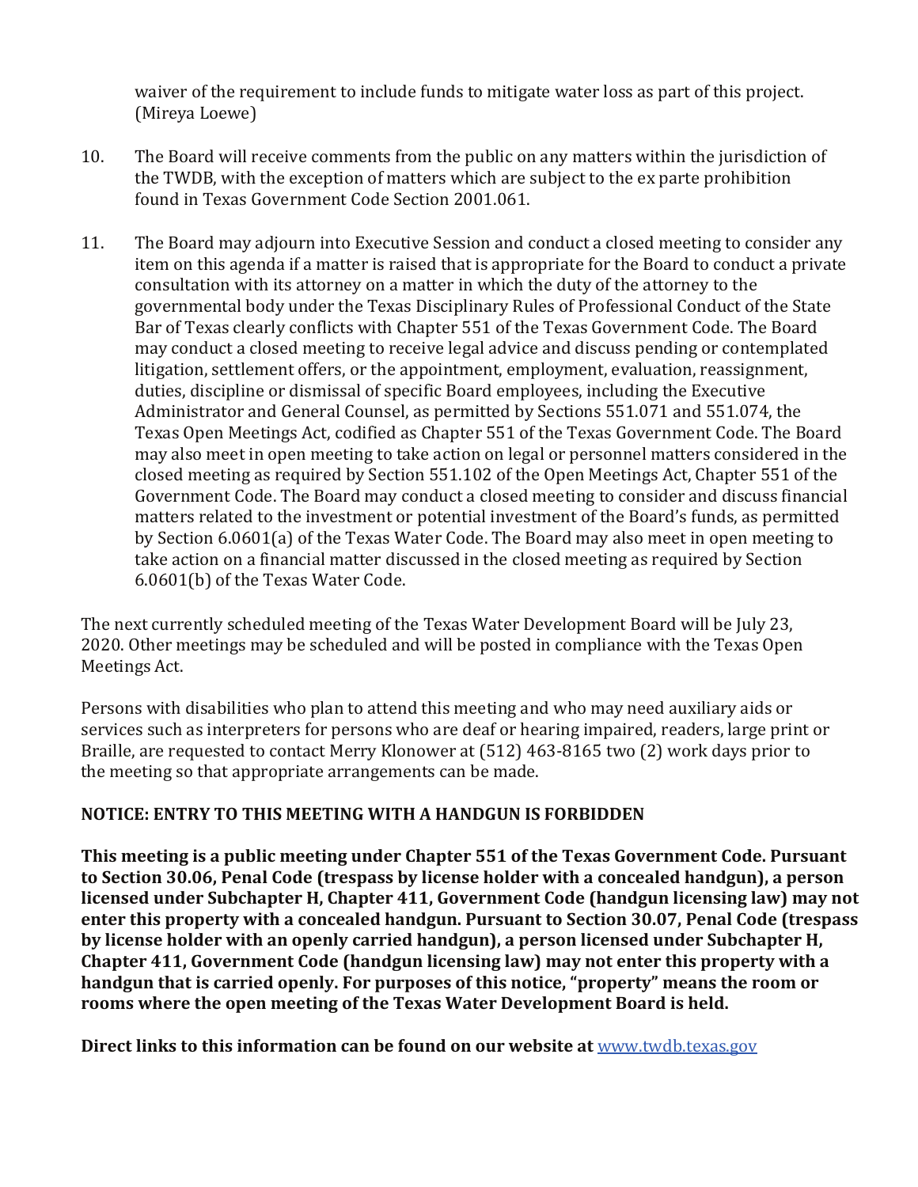waiver of the requirement to include funds to mitigate water loss as part of this project. (Mireya Loewe)

10. The Board will receive comments from the public on any matters within the jurisdiction of the TWDB, with the exception of matters which are subject to the ex parte prohibition found in Texas Government Code Section 2001.061.

11. The Board may adjourn into Executive Session and conduct a closed meeting to consider any item on this agenda if a matter is raised that is appropriate for the Board to conduct a private consultation with its attorney on a matter in which the duty of the attorney to the governmental body under the Texas Disciplinary Rules of Professional Conduct of the State Bar of Texas clearly conflicts with Chapter 551 of the Texas Government Code. The Board may conduct a closed meeting to receive legal advice and discuss pending or contemplated litigation, settlement offers, or the appointment, employment, evaluation, reassignment, duties, discipline or dismissal of specific Board employees, including the Executive Administrator and General Counsel, as permitted by Sections 551.071 and 551.074, the Texas Open Meetings Act, codified as Chapter 551 of the Texas Government Code. The Board may also meet in open meeting to take action on legal or personnel matters considered in the closed meeting as required by Section 551.102 of the Open Meetings Act, Chapter 551 of the Government Code. The Board may conduct a closed meeting to consider and discuss financial matters related to the investment or potential investment of the Board's funds, as permitted by Section 6.0601(a) of the Texas Water Code. The Board may also meet in open meeting to take action on a financial matter discussed in the closed meeting as required by Section 6.0601(b) of the Texas Water Code.

The next currently scheduled meeting of the Texas Water Development Board will be July 23, 2020. Other meetings may be scheduled and will be posted in compliance with the Texas Open Meetings Act.

Persons with disabilities who plan to attend this meeting and who may need auxiliary aids or services such as interpreters for persons who are deaf or hearing impaired, readers, large print or Braille, are requested to contact Merry Klonower at (512) 463-8165 two (2) work days prior to the meeting so that appropriate arrangements can be made.

**NOTICE: ENTRY TO THIS MEETING WITH A HANDGUN IS FORBIDDEN**

**This meeting is a public meeting under Chapter 551 of the Texas Government Code. Pursuant to Section 30.06, Penal Code (trespass by license holder with a concealed handgun), a person licensed under Subchapter H, Chapter 411, Government Code (handgun licensing law) may not enter this property with a concealed handgun. Pursuant to Section 30.07, Penal Code (trespass by license holder with an openly carried handgun), a person licensed under Subchapter H, Chapter 411, Government Code (handgun licensing law) may not enter this property with a handgun that is carried openly. For purposes of this notice, "property" means the room or rooms where the open meeting of the Texas Water Development Board is held.**

**Direct links to this information can be found on our website at** [www.twdb.texas.gov](http://www.twdb.texas.gov)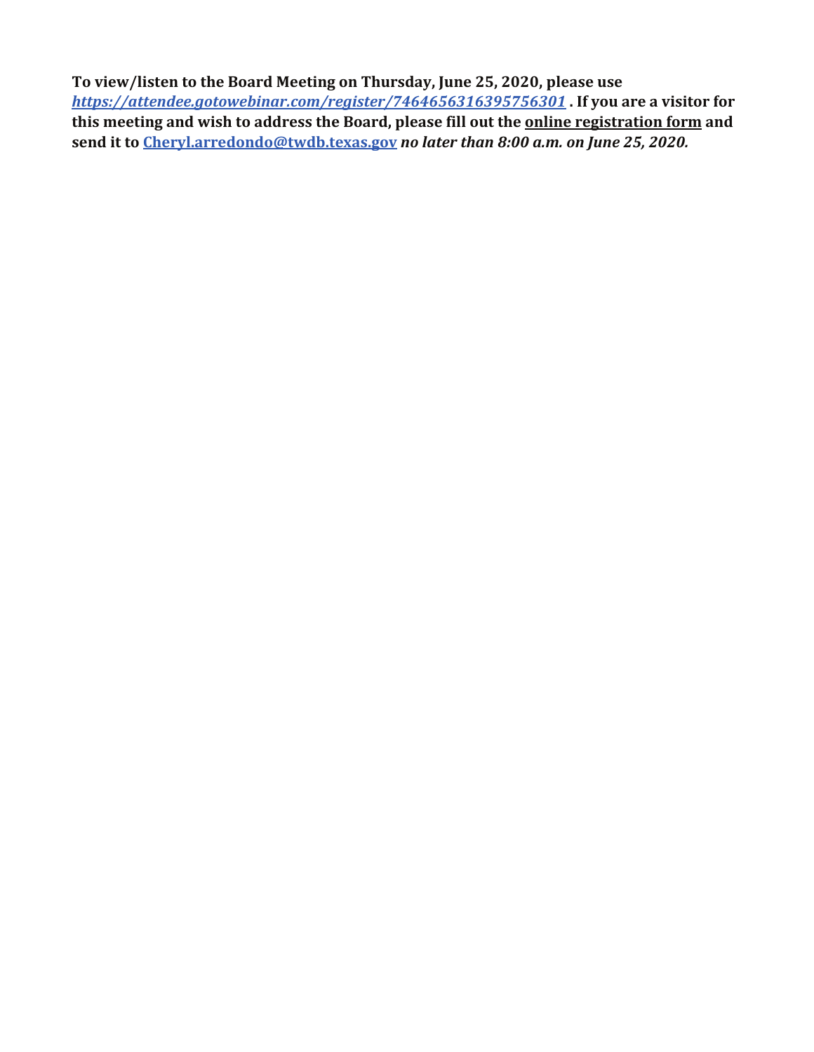**To view/listen to the Board Meeting on Thursday, June 25, 2020, please use** ***https://attendee.gotowebinar.com/register/7464656316395756301*** **. If you are a visitor for this meeting and wish to address the Board, please fill out the online registration form and send it to Cheryl.arredondo@twdb.texas.gov** ***no later than 8:00 a.m. on June 25, 2020.***